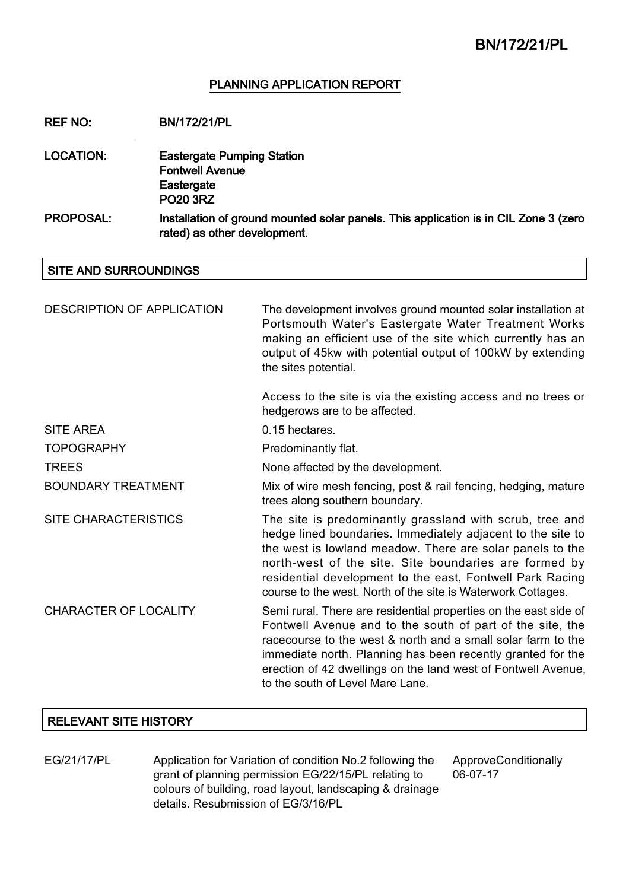# PLANNING APPLICATION REPORT

**REF NO:** BN/172/21/PL

**LOCATION:** Eastergate Pumping Station
Fontwell Avenue
Eastergate
PO20 3RZ

**PROPOSAL:** Installation of ground mounted solar panels. This application is in CIL Zone 3 (zero rated) as other development.

## SITE AND SURROUNDINGS

| | |
|---|---|
| DESCRIPTION OF APPLICATION | The development involves ground mounted solar installation at Portsmouth Water's Eastergate Water Treatment Works making an efficient use of the site which currently has an output of 45kw with potential output of 100kW by extending the sites potential.<br><br>Access to the site is via the existing access and no trees or hedgerows are to be affected. |
| SITE AREA | 0.15 hectares. |
| TOPOGRAPHY | Predominantly flat. |
| TREES | None affected by the development. |
| BOUNDARY TREATMENT | Mix of wire mesh fencing, post & rail fencing, hedging, mature trees along southern boundary. |
| SITE CHARACTERISTICS | The site is predominantly grassland with scrub, tree and hedge lined boundaries. Immediately adjacent to the site to the west is lowland meadow. There are solar panels to the north-west of the site. Site boundaries are formed by residential development to the east, Fontwell Park Racing course to the west. North of the site is Waterwork Cottages. |
| CHARACTER OF LOCALITY | Semi rural. There are residential properties on the east side of Fontwell Avenue and to the south of part of the site, the racecourse to the west & north and a small solar farm to the immediate north. Planning has been recently granted for the erection of 42 dwellings on the land west of Fontwell Avenue, to the south of Level Mare Lane. |

## RELEVANT SITE HISTORY

| | | |
|---|---|---|
| EG/21/17/PL | Application for Variation of condition No.2 following the grant of planning permission EG/22/15/PL relating to colours of building, road layout, landscaping & drainage details. Resubmission of EG/3/16/PL | ApproveConditionally 06-07-17 |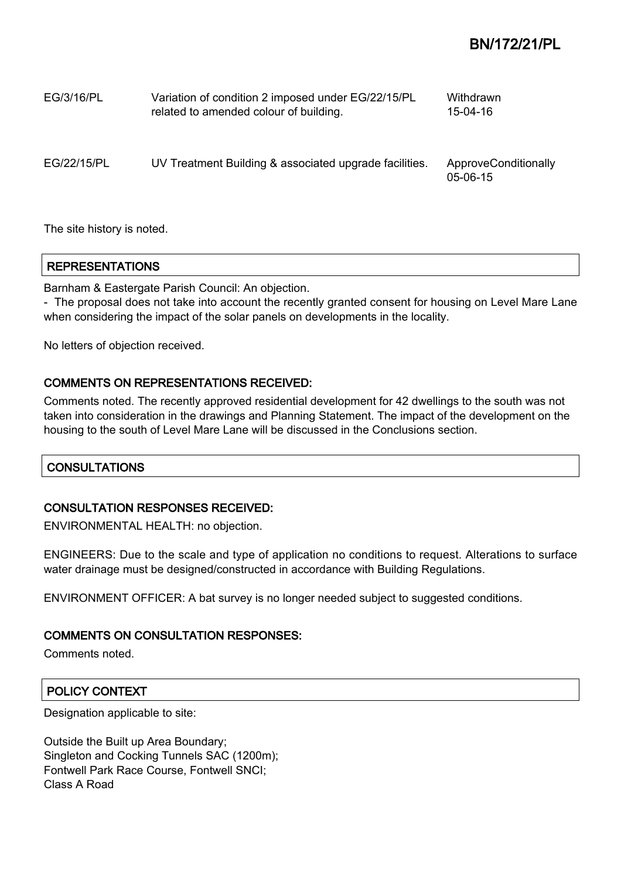| | | |
|---|---|---|
| EG/3/16/PL | Variation of condition 2 imposed under EG/22/15/PL related to amended colour of building. | Withdrawn 15-04-16 |
| EG/22/15/PL | UV Treatment Building & associated upgrade facilities. | ApproveConditionally 05-06-15 |

The site history is noted.

## REPRESENTATIONS

Barnham & Eastergate Parish Council: An objection.

- The proposal does not take into account the recently granted consent for housing on Level Mare Lane when considering the impact of the solar panels on developments in the locality.

No letters of objection received.

### COMMENTS ON REPRESENTATIONS RECEIVED:

Comments noted. The recently approved residential development for 42 dwellings to the south was not taken into consideration in the drawings and Planning Statement. The impact of the development on the housing to the south of Level Mare Lane will be discussed in the Conclusions section.

## CONSULTATIONS

### CONSULTATION RESPONSES RECEIVED:

ENVIRONMENTAL HEALTH: no objection.

ENGINEERS: Due to the scale and type of application no conditions to request. Alterations to surface water drainage must be designed/constructed in accordance with Building Regulations.

ENVIRONMENT OFFICER: A bat survey is no longer needed subject to suggested conditions.

### COMMENTS ON CONSULTATION RESPONSES:

Comments noted.

## POLICY CONTEXT

Designation applicable to site:

Outside the Built up Area Boundary;
Singleton and Cocking Tunnels SAC (1200m);
Fontwell Park Race Course, Fontwell SNCI;
Class A Road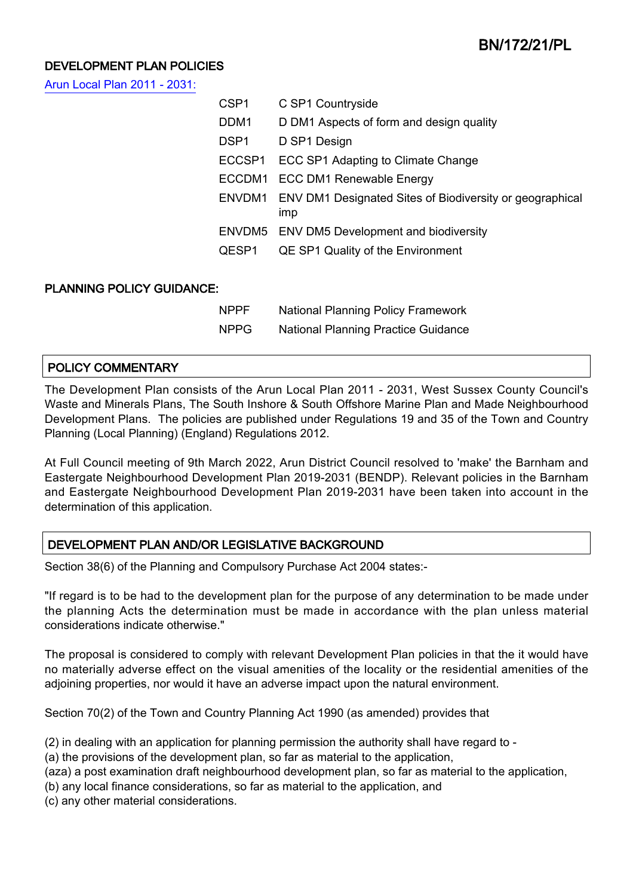## DEVELOPMENT PLAN POLICIES

Arun Local Plan 2011 - 2031:

| | |
|---|---|
| CSP1 | C SP1 Countryside |
| DDM1 | D DM1 Aspects of form and design quality |
| DSP1 | D SP1 Design |
| ECCSP1 | ECC SP1 Adapting to Climate Change |
| ECCDM1 | ECC DM1 Renewable Energy |
| ENVDM1 | ENV DM1 Designated Sites of Biodiversity or geographical imp |
| ENVDM5 | ENV DM5 Development and biodiversity |
| QESP1 | QE SP1 Quality of the Environment |

## PLANNING POLICY GUIDANCE:

| | |
|---|---|
| NPPF | National Planning Policy Framework |
| NPPG | National Planning Practice Guidance |

## POLICY COMMENTARY

The Development Plan consists of the Arun Local Plan 2011 - 2031, West Sussex County Council's Waste and Minerals Plans, The South Inshore & South Offshore Marine Plan and Made Neighbourhood Development Plans. The policies are published under Regulations 19 and 35 of the Town and Country Planning (Local Planning) (England) Regulations 2012.

At Full Council meeting of 9th March 2022, Arun District Council resolved to 'make' the Barnham and Eastergate Neighbourhood Development Plan 2019-2031 (BENDP). Relevant policies in the Barnham and Eastergate Neighbourhood Development Plan 2019-2031 have been taken into account in the determination of this application.

## DEVELOPMENT PLAN AND/OR LEGISLATIVE BACKGROUND

Section 38(6) of the Planning and Compulsory Purchase Act 2004 states:-

"If regard is to be had to the development plan for the purpose of any determination to be made under the planning Acts the determination must be made in accordance with the plan unless material considerations indicate otherwise."

The proposal is considered to comply with relevant Development Plan policies in that the it would have no materially adverse effect on the visual amenities of the locality or the residential amenities of the adjoining properties, nor would it have an adverse impact upon the natural environment.

Section 70(2) of the Town and Country Planning Act 1990 (as amended) provides that

(2) in dealing with an application for planning permission the authority shall have regard to -
(a) the provisions of the development plan, so far as material to the application,
(aza) a post examination draft neighbourhood development plan, so far as material to the application,
(b) any local finance considerations, so far as material to the application, and
(c) any other material considerations.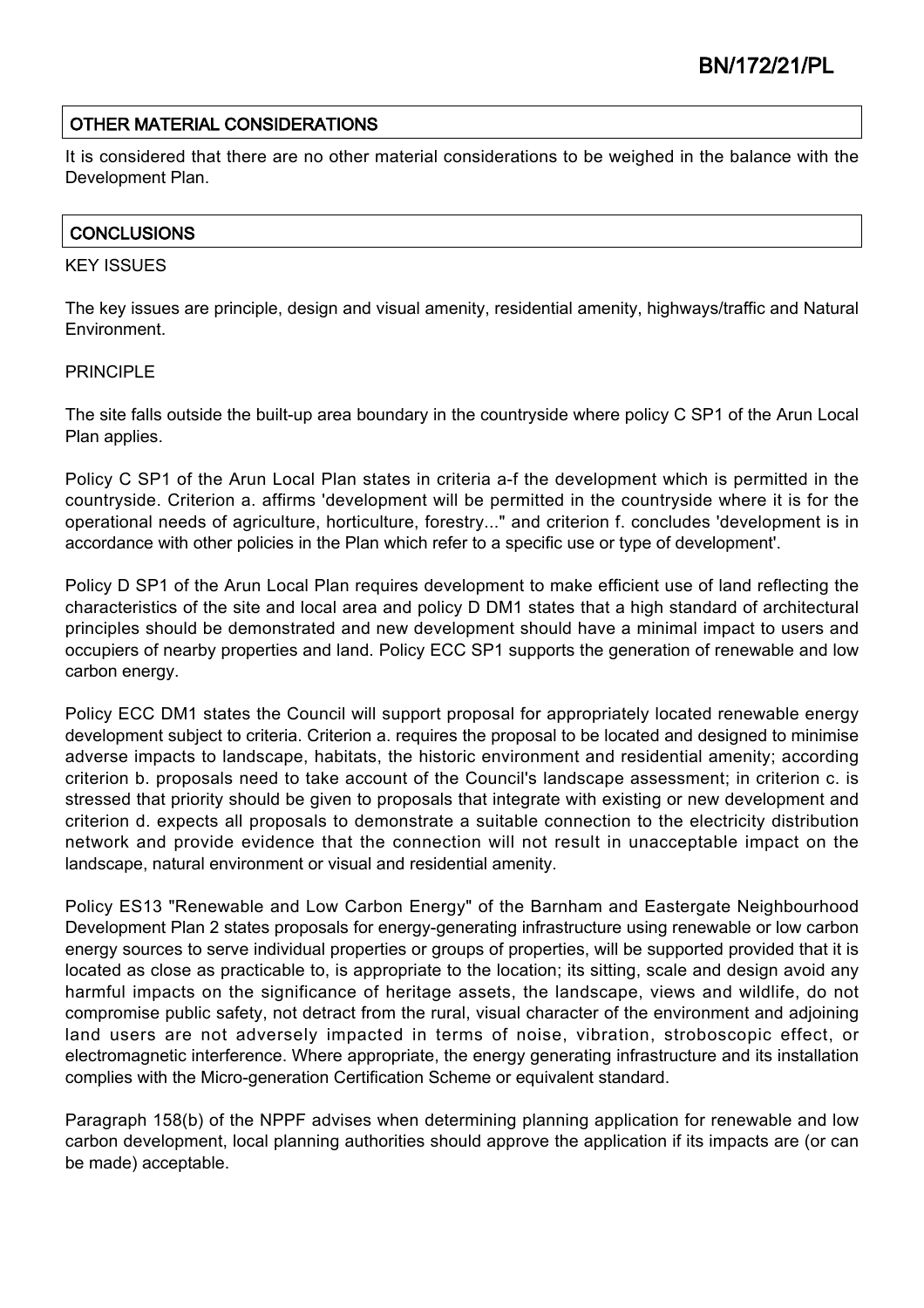## OTHER MATERIAL CONSIDERATIONS

It is considered that there are no other material considerations to be weighed in the balance with the Development Plan.

## CONCLUSIONS

KEY ISSUES

The key issues are principle, design and visual amenity, residential amenity, highways/traffic and Natural Environment.

PRINCIPLE

The site falls outside the built-up area boundary in the countryside where policy C SP1 of the Arun Local Plan applies.

Policy C SP1 of the Arun Local Plan states in criteria a-f the development which is permitted in the countryside. Criterion a. affirms 'development will be permitted in the countryside where it is for the operational needs of agriculture, horticulture, forestry..." and criterion f. concludes 'development is in accordance with other policies in the Plan which refer to a specific use or type of development'.

Policy D SP1 of the Arun Local Plan requires development to make efficient use of land reflecting the characteristics of the site and local area and policy D DM1 states that a high standard of architectural principles should be demonstrated and new development should have a minimal impact to users and occupiers of nearby properties and land. Policy ECC SP1 supports the generation of renewable and low carbon energy.

Policy ECC DM1 states the Council will support proposal for appropriately located renewable energy development subject to criteria. Criterion a. requires the proposal to be located and designed to minimise adverse impacts to landscape, habitats, the historic environment and residential amenity; according criterion b. proposals need to take account of the Council's landscape assessment; in criterion c. is stressed that priority should be given to proposals that integrate with existing or new development and criterion d. expects all proposals to demonstrate a suitable connection to the electricity distribution network and provide evidence that the connection will not result in unacceptable impact on the landscape, natural environment or visual and residential amenity.

Policy ES13 "Renewable and Low Carbon Energy" of the Barnham and Eastergate Neighbourhood Development Plan 2 states proposals for energy-generating infrastructure using renewable or low carbon energy sources to serve individual properties or groups of properties, will be supported provided that it is located as close as practicable to, is appropriate to the location; its sitting, scale and design avoid any harmful impacts on the significance of heritage assets, the landscape, views and wildlife, do not compromise public safety, not detract from the rural, visual character of the environment and adjoining land users are not adversely impacted in terms of noise, vibration, stroboscopic effect, or electromagnetic interference. Where appropriate, the energy generating infrastructure and its installation complies with the Micro-generation Certification Scheme or equivalent standard.

Paragraph 158(b) of the NPPF advises when determining planning application for renewable and low carbon development, local planning authorities should approve the application if its impacts are (or can be made) acceptable.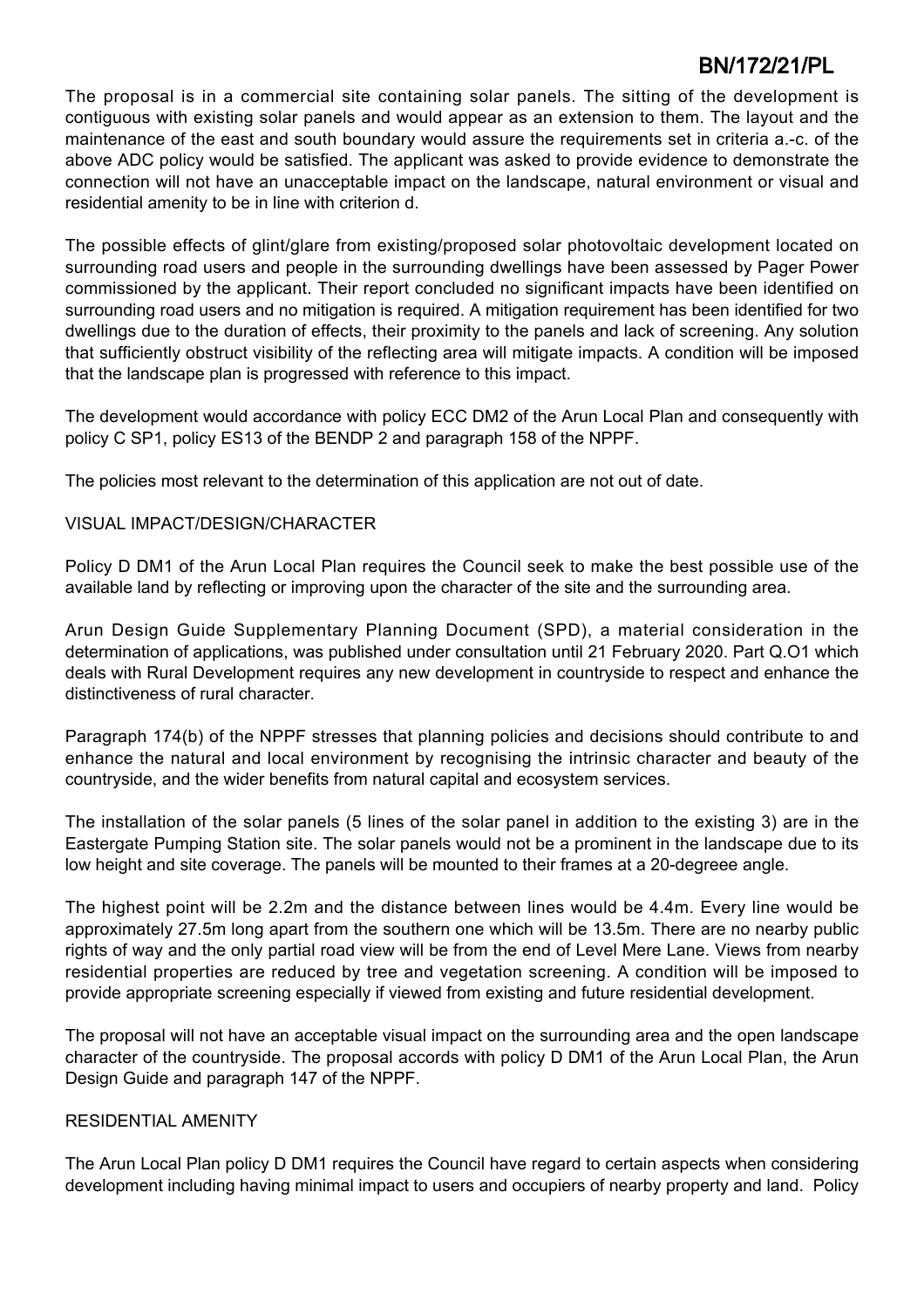The proposal is in a commercial site containing solar panels. The sitting of the development is contiguous with existing solar panels and would appear as an extension to them. The layout and the maintenance of the east and south boundary would assure the requirements set in criteria a.-c. of the above ADC policy would be satisfied. The applicant was asked to provide evidence to demonstrate the connection will not have an unacceptable impact on the landscape, natural environment or visual and residential amenity to be in line with criterion d.

The possible effects of glint/glare from existing/proposed solar photovoltaic development located on surrounding road users and people in the surrounding dwellings have been assessed by Pager Power commissioned by the applicant. Their report concluded no significant impacts have been identified on surrounding road users and no mitigation is required. A mitigation requirement has been identified for two dwellings due to the duration of effects, their proximity to the panels and lack of screening. Any solution that sufficiently obstruct visibility of the reflecting area will mitigate impacts. A condition will be imposed that the landscape plan is progressed with reference to this impact.

The development would accordance with policy ECC DM2 of the Arun Local Plan and consequently with policy C SP1, policy ES13 of the BENDP 2 and paragraph 158 of the NPPF.

The policies most relevant to the determination of this application are not out of date.

VISUAL IMPACT/DESIGN/CHARACTER

Policy D DM1 of the Arun Local Plan requires the Council seek to make the best possible use of the available land by reflecting or improving upon the character of the site and the surrounding area.

Arun Design Guide Supplementary Planning Document (SPD), a material consideration in the determination of applications, was published under consultation until 21 February 2020. Part Q.O1 which deals with Rural Development requires any new development in countryside to respect and enhance the distinctiveness of rural character.

Paragraph 174(b) of the NPPF stresses that planning policies and decisions should contribute to and enhance the natural and local environment by recognising the intrinsic character and beauty of the countryside, and the wider benefits from natural capital and ecosystem services.

The installation of the solar panels (5 lines of the solar panel in addition to the existing 3) are in the Eastergate Pumping Station site. The solar panels would not be a prominent in the landscape due to its low height and site coverage. The panels will be mounted to their frames at a 20-degreee angle.

The highest point will be 2.2m and the distance between lines would be 4.4m. Every line would be approximately 27.5m long apart from the southern one which will be 13.5m. There are no nearby public rights of way and the only partial road view will be from the end of Level Mere Lane. Views from nearby residential properties are reduced by tree and vegetation screening. A condition will be imposed to provide appropriate screening especially if viewed from existing and future residential development.

The proposal will not have an acceptable visual impact on the surrounding area and the open landscape character of the countryside. The proposal accords with policy D DM1 of the Arun Local Plan, the Arun Design Guide and paragraph 147 of the NPPF.

RESIDENTIAL AMENITY

The Arun Local Plan policy D DM1 requires the Council have regard to certain aspects when considering development including having minimal impact to users and occupiers of nearby property and land. Policy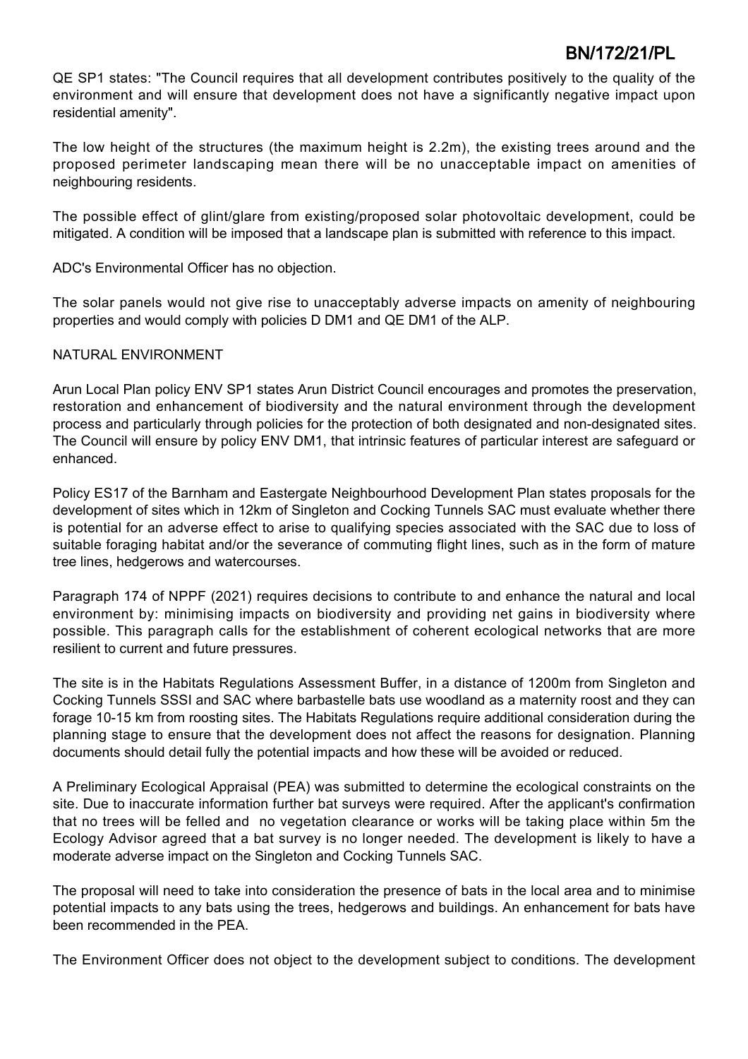QE SP1 states: "The Council requires that all development contributes positively to the quality of the environment and will ensure that development does not have a significantly negative impact upon residential amenity".

The low height of the structures (the maximum height is 2.2m), the existing trees around and the proposed perimeter landscaping mean there will be no unacceptable impact on amenities of neighbouring residents.

The possible effect of glint/glare from existing/proposed solar photovoltaic development, could be mitigated. A condition will be imposed that a landscape plan is submitted with reference to this impact.

ADC's Environmental Officer has no objection.

The solar panels would not give rise to unacceptably adverse impacts on amenity of neighbouring properties and would comply with policies D DM1 and QE DM1 of the ALP.

NATURAL ENVIRONMENT

Arun Local Plan policy ENV SP1 states Arun District Council encourages and promotes the preservation, restoration and enhancement of biodiversity and the natural environment through the development process and particularly through policies for the protection of both designated and non-designated sites. The Council will ensure by policy ENV DM1, that intrinsic features of particular interest are safeguard or enhanced.

Policy ES17 of the Barnham and Eastergate Neighbourhood Development Plan states proposals for the development of sites which in 12km of Singleton and Cocking Tunnels SAC must evaluate whether there is potential for an adverse effect to arise to qualifying species associated with the SAC due to loss of suitable foraging habitat and/or the severance of commuting flight lines, such as in the form of mature tree lines, hedgerows and watercourses.

Paragraph 174 of NPPF (2021) requires decisions to contribute to and enhance the natural and local environment by: minimising impacts on biodiversity and providing net gains in biodiversity where possible. This paragraph calls for the establishment of coherent ecological networks that are more resilient to current and future pressures.

The site is in the Habitats Regulations Assessment Buffer, in a distance of 1200m from Singleton and Cocking Tunnels SSSI and SAC where barbastelle bats use woodland as a maternity roost and they can forage 10-15 km from roosting sites. The Habitats Regulations require additional consideration during the planning stage to ensure that the development does not affect the reasons for designation. Planning documents should detail fully the potential impacts and how these will be avoided or reduced.

A Preliminary Ecological Appraisal (PEA) was submitted to determine the ecological constraints on the site. Due to inaccurate information further bat surveys were required. After the applicant's confirmation that no trees will be felled and no vegetation clearance or works will be taking place within 5m the Ecology Advisor agreed that a bat survey is no longer needed. The development is likely to have a moderate adverse impact on the Singleton and Cocking Tunnels SAC.

The proposal will need to take into consideration the presence of bats in the local area and to minimise potential impacts to any bats using the trees, hedgerows and buildings. An enhancement for bats have been recommended in the PEA.

The Environment Officer does not object to the development subject to conditions. The development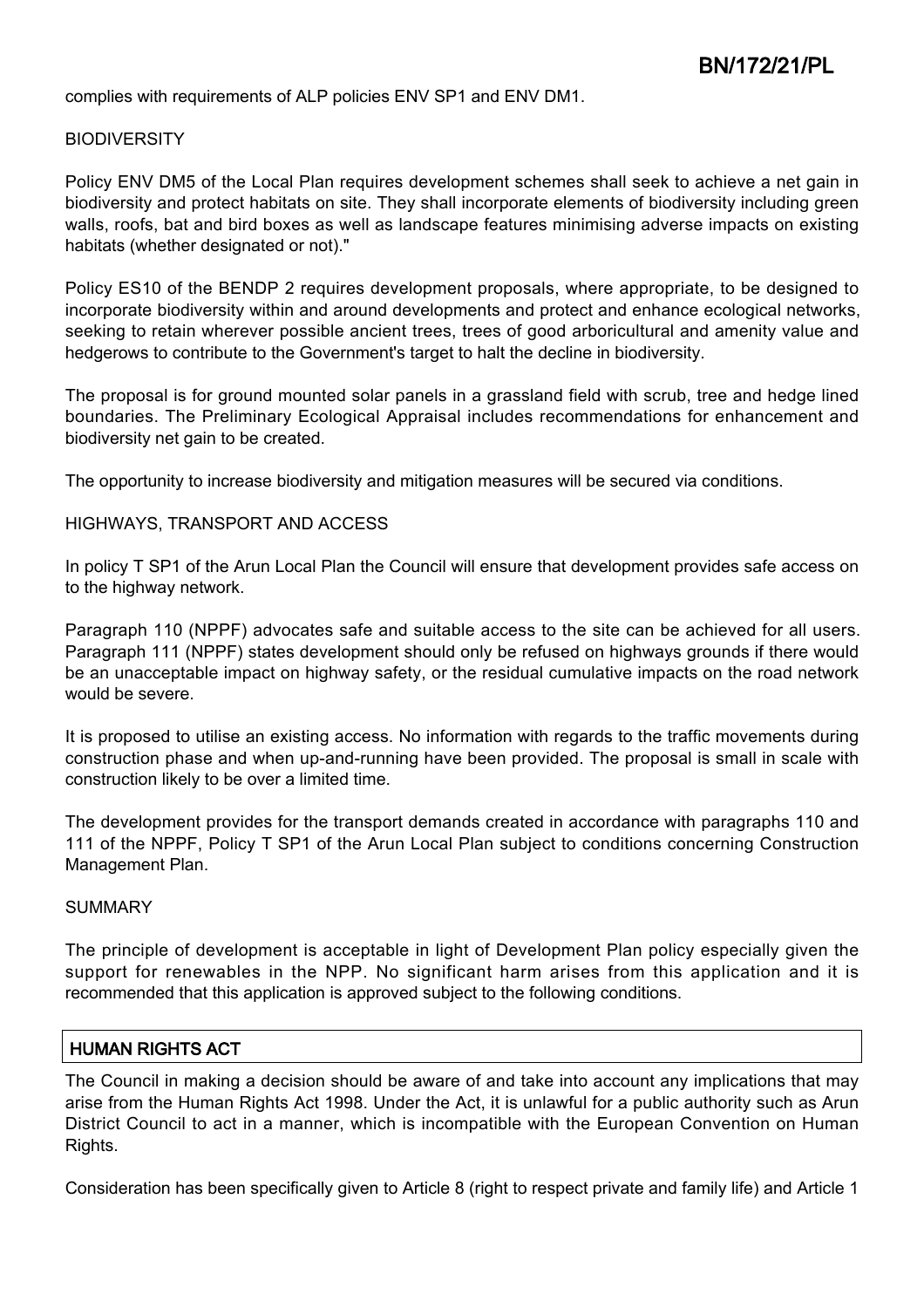complies with requirements of ALP policies ENV SP1 and ENV DM1.

BIODIVERSITY

Policy ENV DM5 of the Local Plan requires development schemes shall seek to achieve a net gain in biodiversity and protect habitats on site. They shall incorporate elements of biodiversity including green walls, roofs, bat and bird boxes as well as landscape features minimising adverse impacts on existing habitats (whether designated or not)."

Policy ES10 of the BENDP 2 requires development proposals, where appropriate, to be designed to incorporate biodiversity within and around developments and protect and enhance ecological networks, seeking to retain wherever possible ancient trees, trees of good arboricultural and amenity value and hedgerows to contribute to the Government's target to halt the decline in biodiversity.

The proposal is for ground mounted solar panels in a grassland field with scrub, tree and hedge lined boundaries. The Preliminary Ecological Appraisal includes recommendations for enhancement and biodiversity net gain to be created.

The opportunity to increase biodiversity and mitigation measures will be secured via conditions.

HIGHWAYS, TRANSPORT AND ACCESS

In policy T SP1 of the Arun Local Plan the Council will ensure that development provides safe access on to the highway network.

Paragraph 110 (NPPF) advocates safe and suitable access to the site can be achieved for all users. Paragraph 111 (NPPF) states development should only be refused on highways grounds if there would be an unacceptable impact on highway safety, or the residual cumulative impacts on the road network would be severe.

It is proposed to utilise an existing access. No information with regards to the traffic movements during construction phase and when up-and-running have been provided. The proposal is small in scale with construction likely to be over a limited time.

The development provides for the transport demands created in accordance with paragraphs 110 and 111 of the NPPF, Policy T SP1 of the Arun Local Plan subject to conditions concerning Construction Management Plan.

SUMMARY

The principle of development is acceptable in light of Development Plan policy especially given the support for renewables in the NPP. No significant harm arises from this application and it is recommended that this application is approved subject to the following conditions.

## HUMAN RIGHTS ACT

The Council in making a decision should be aware of and take into account any implications that may arise from the Human Rights Act 1998. Under the Act, it is unlawful for a public authority such as Arun District Council to act in a manner, which is incompatible with the European Convention on Human Rights.

Consideration has been specifically given to Article 8 (right to respect private and family life) and Article 1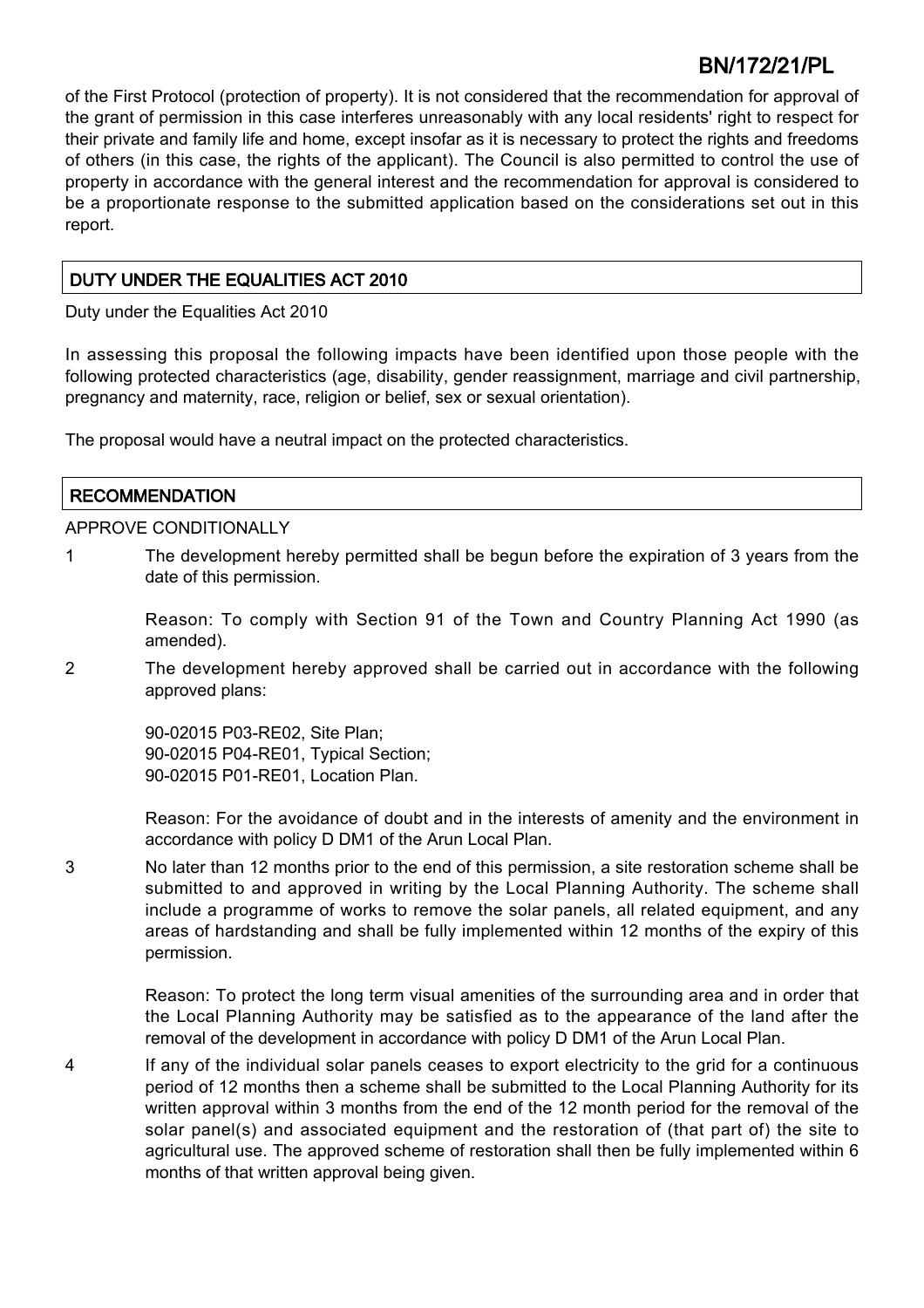of the First Protocol (protection of property). It is not considered that the recommendation for approval of the grant of permission in this case interferes unreasonably with any local residents' right to respect for their private and family life and home, except insofar as it is necessary to protect the rights and freedoms of others (in this case, the rights of the applicant). The Council is also permitted to control the use of property in accordance with the general interest and the recommendation for approval is considered to be a proportionate response to the submitted application based on the considerations set out in this report.

## DUTY UNDER THE EQUALITIES ACT 2010

Duty under the Equalities Act 2010

In assessing this proposal the following impacts have been identified upon those people with the following protected characteristics (age, disability, gender reassignment, marriage and civil partnership, pregnancy and maternity, race, religion or belief, sex or sexual orientation).

The proposal would have a neutral impact on the protected characteristics.

## RECOMMENDATION

APPROVE CONDITIONALLY

1 The development hereby permitted shall be begun before the expiration of 3 years from the date of this permission.

Reason: To comply with Section 91 of the Town and Country Planning Act 1990 (as amended).

2 The development hereby approved shall be carried out in accordance with the following approved plans:

90-02015 P03-RE02, Site Plan;
90-02015 P04-RE01, Typical Section;
90-02015 P01-RE01, Location Plan.

Reason: For the avoidance of doubt and in the interests of amenity and the environment in accordance with policy D DM1 of the Arun Local Plan.

3 No later than 12 months prior to the end of this permission, a site restoration scheme shall be submitted to and approved in writing by the Local Planning Authority. The scheme shall include a programme of works to remove the solar panels, all related equipment, and any areas of hardstanding and shall be fully implemented within 12 months of the expiry of this permission.

Reason: To protect the long term visual amenities of the surrounding area and in order that the Local Planning Authority may be satisfied as to the appearance of the land after the removal of the development in accordance with policy D DM1 of the Arun Local Plan.

4 If any of the individual solar panels ceases to export electricity to the grid for a continuous period of 12 months then a scheme shall be submitted to the Local Planning Authority for its written approval within 3 months from the end of the 12 month period for the removal of the solar panel(s) and associated equipment and the restoration of (that part of) the site to agricultural use. The approved scheme of restoration shall then be fully implemented within 6 months of that written approval being given.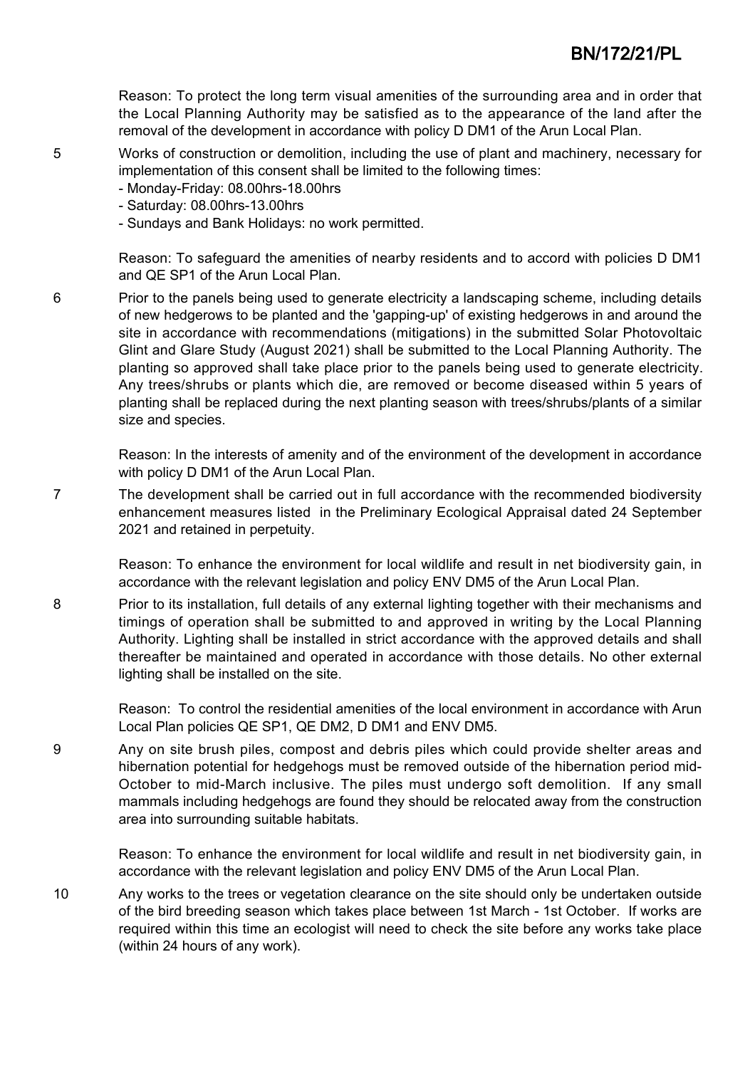Reason: To protect the long term visual amenities of the surrounding area and in order that the Local Planning Authority may be satisfied as to the appearance of the land after the removal of the development in accordance with policy D DM1 of the Arun Local Plan.

5 Works of construction or demolition, including the use of plant and machinery, necessary for implementation of this consent shall be limited to the following times:

- Monday-Friday: 08.00hrs-18.00hrs
- Saturday: 08.00hrs-13.00hrs
- Sundays and Bank Holidays: no work permitted.

Reason: To safeguard the amenities of nearby residents and to accord with policies D DM1 and QE SP1 of the Arun Local Plan.

6 Prior to the panels being used to generate electricity a landscaping scheme, including details of new hedgerows to be planted and the 'gapping-up' of existing hedgerows in and around the site in accordance with recommendations (mitigations) in the submitted Solar Photovoltaic Glint and Glare Study (August 2021) shall be submitted to the Local Planning Authority. The planting so approved shall take place prior to the panels being used to generate electricity. Any trees/shrubs or plants which die, are removed or become diseased within 5 years of planting shall be replaced during the next planting season with trees/shrubs/plants of a similar size and species.

Reason: In the interests of amenity and of the environment of the development in accordance with policy D DM1 of the Arun Local Plan.

7 The development shall be carried out in full accordance with the recommended biodiversity enhancement measures listed in the Preliminary Ecological Appraisal dated 24 September 2021 and retained in perpetuity.

Reason: To enhance the environment for local wildlife and result in net biodiversity gain, in accordance with the relevant legislation and policy ENV DM5 of the Arun Local Plan.

8 Prior to its installation, full details of any external lighting together with their mechanisms and timings of operation shall be submitted to and approved in writing by the Local Planning Authority. Lighting shall be installed in strict accordance with the approved details and shall thereafter be maintained and operated in accordance with those details. No other external lighting shall be installed on the site.

Reason: To control the residential amenities of the local environment in accordance with Arun Local Plan policies QE SP1, QE DM2, D DM1 and ENV DM5.

9 Any on site brush piles, compost and debris piles which could provide shelter areas and hibernation potential for hedgehogs must be removed outside of the hibernation period mid-October to mid-March inclusive. The piles must undergo soft demolition. If any small mammals including hedgehogs are found they should be relocated away from the construction area into surrounding suitable habitats.

Reason: To enhance the environment for local wildlife and result in net biodiversity gain, in accordance with the relevant legislation and policy ENV DM5 of the Arun Local Plan.

10 Any works to the trees or vegetation clearance on the site should only be undertaken outside of the bird breeding season which takes place between 1st March - 1st October. If works are required within this time an ecologist will need to check the site before any works take place (within 24 hours of any work).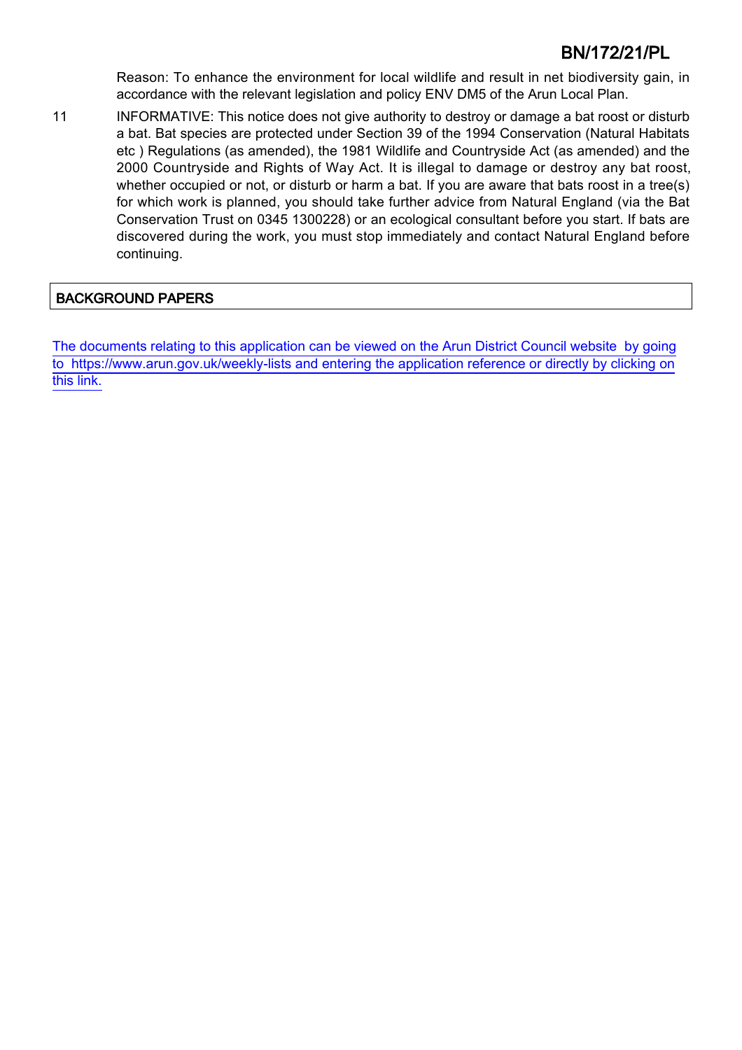Reason: To enhance the environment for local wildlife and result in net biodiversity gain, in accordance with the relevant legislation and policy ENV DM5 of the Arun Local Plan.

11 INFORMATIVE: This notice does not give authority to destroy or damage a bat roost or disturb a bat. Bat species are protected under Section 39 of the 1994 Conservation (Natural Habitats etc ) Regulations (as amended), the 1981 Wildlife and Countryside Act (as amended) and the 2000 Countryside and Rights of Way Act. It is illegal to damage or destroy any bat roost, whether occupied or not, or disturb or harm a bat. If you are aware that bats roost in a tree(s) for which work is planned, you should take further advice from Natural England (via the Bat Conservation Trust on 0345 1300228) or an ecological consultant before you start. If bats are discovered during the work, you must stop immediately and contact Natural England before continuing.

## BACKGROUND PAPERS

The documents relating to this application can be viewed on the Arun District Council website by going to https://www.arun.gov.uk/weekly-lists and entering the application reference or directly by clicking on this link.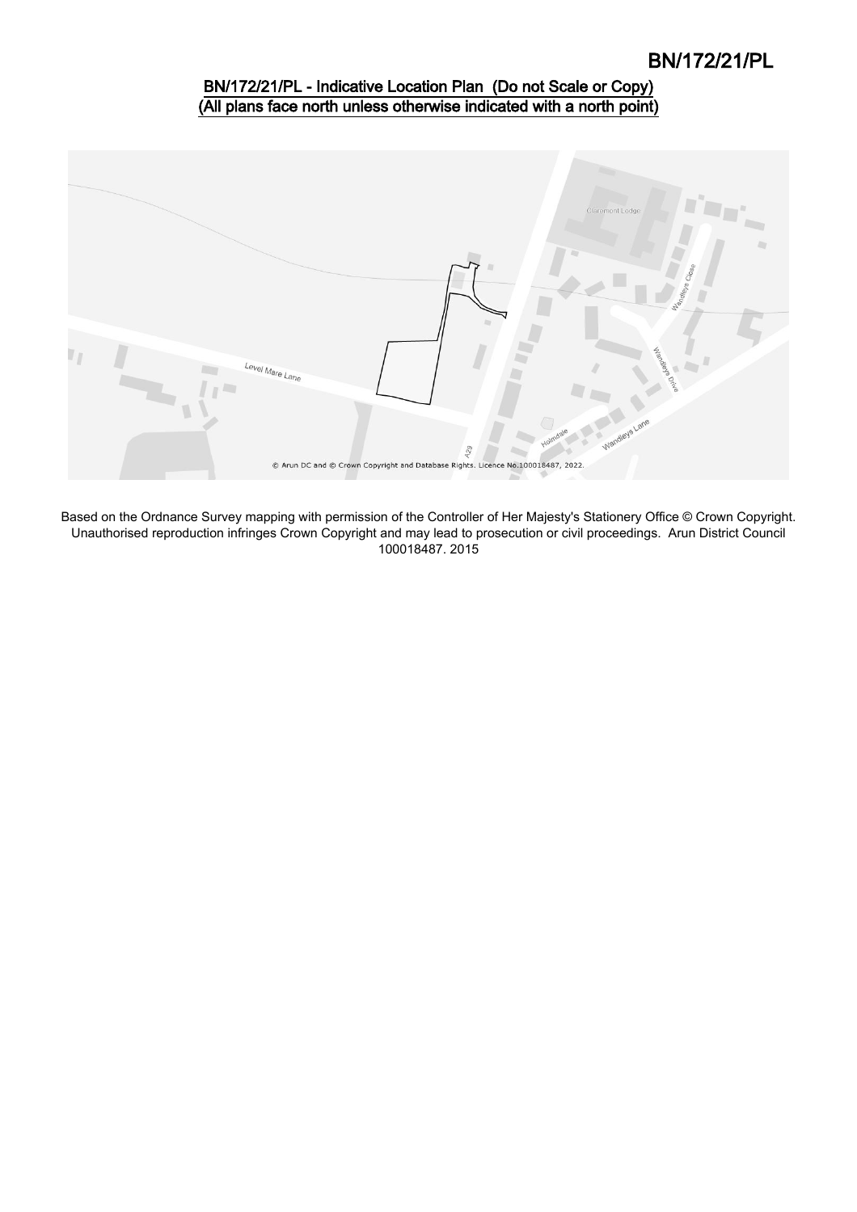# BN/172/21/PL

## BN/172/21/PL - Indicative Location Plan (Do not Scale or Copy)
## (All plans face north unless otherwise indicated with a north point)

Claremont Lodge

Wandleys Close

Wandleys Drive

Level Mare Lane

A29

Holmdale

Wandleys Lane

© Arun DC and © Crown Copyright and Database Rights. Licence No.100018487, 2022.

Based on the Ordnance Survey mapping with permission of the Controller of Her Majesty's Stationery Office © Crown Copyright. Unauthorised reproduction infringes Crown Copyright and may lead to prosecution or civil proceedings. Arun District Council 100018487. 2015